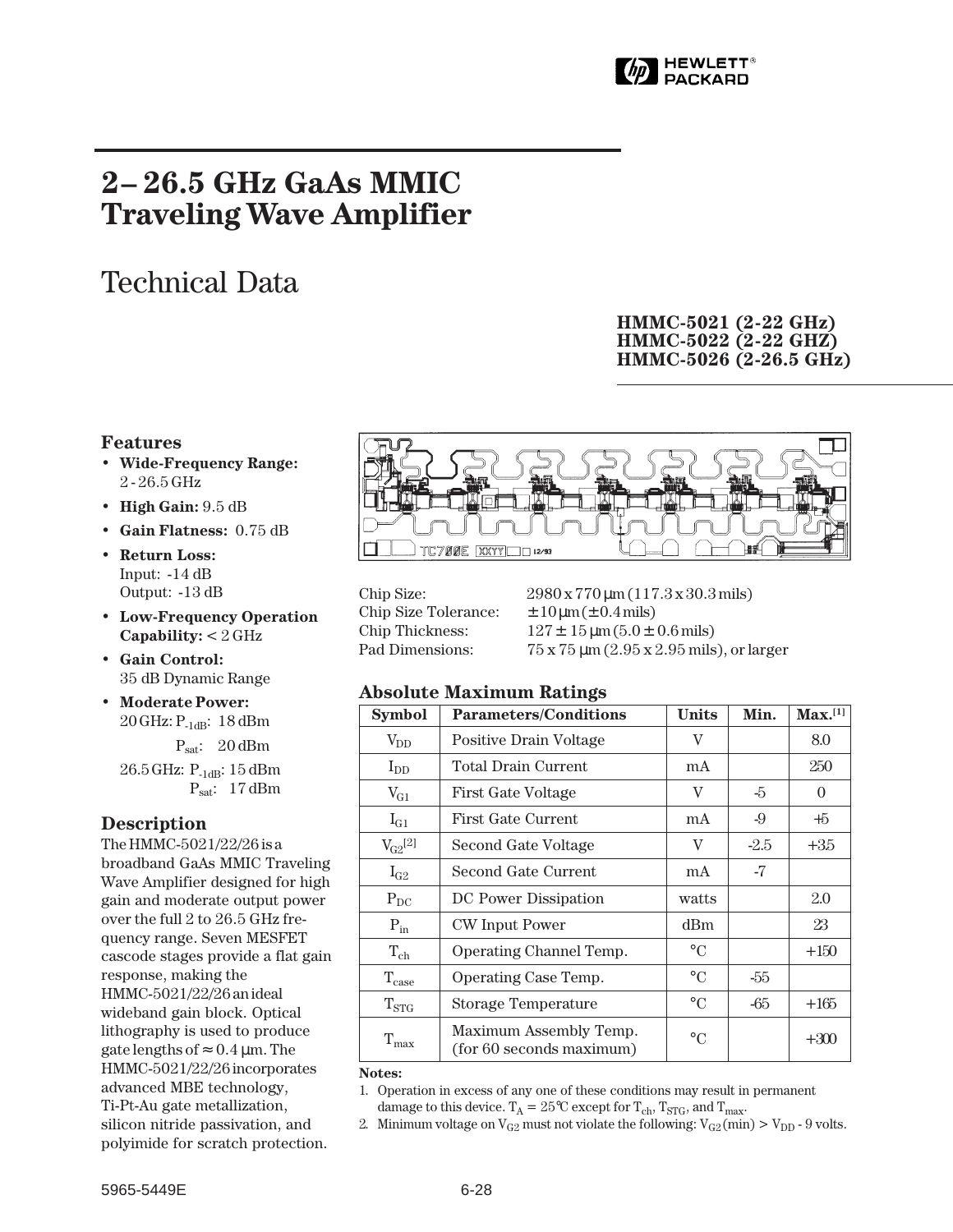# 2–26.5 GHz GaAs MMIC Traveling Wave Amplifier

## Technical Data

**HMMC-5021 (2-22 GHz)**
**HMMC-5022 (2-22 GHZ)**
**HMMC-5026 (2-26.5 GHz)**

### Features

- **Wide-Frequency Range:** 2 - 26.5 GHz
- **High Gain:** 9.5 dB
- **Gain Flatness:** 0.75 dB
- **Return Loss:** Input: -14 dB Output: -13 dB
- **Low-Frequency Operation Capability:** < 2 GHz
- **Gain Control:** 35 dB Dynamic Range
- **Moderate Power:**
  20 GHz: $P_{-1dB}$: 18 dBm
  $P_{sat}$: 20 dBm
  26.5 GHz: $P_{-1dB}$: 15 dBm
  $P_{sat}$: 17 dBm

### Description

The HMMC-5021/22/26 is a broadband GaAs MMIC Traveling Wave Amplifier designed for high gain and moderate output power over the full 2 to 26.5 GHz frequency range. Seven MESFET cascode stages provide a flat gain response, making the HMMC-5021/22/26 an ideal wideband gain block. Optical lithography is used to produce gate lengths of ≈ 0.4 µm. The HMMC-5021/22/26 incorporates advanced MBE technology, Ti-Pt-Au gate metallization, silicon nitride passivation, and polyimide for scratch protection.

Chip Size: 2980 x 770 µm (117.3 x 30.3 mils)
Chip Size Tolerance: ± 10 µm (± 0.4 mils)
Chip Thickness: 127 ± 15 µm (5.0 ± 0.6 mils)
Pad Dimensions: 75 x 75 µm (2.95 x 2.95 mils), or larger

### Absolute Maximum Ratings

| Symbol | Parameters/Conditions | Units | Min. | Max.[1] |
|---|---|---|---|---|
| $V_{DD}$ | Positive Drain Voltage | V | | 8.0 |
| $I_{DD}$ | Total Drain Current | mA | | 250 |
| $V_{G1}$ | First Gate Voltage | V | -5 | 0 |
| $I_{G1}$ | First Gate Current | mA | -9 | +5 |
| $V_{G2}$[2] | Second Gate Voltage | V | -2.5 | +3.5 |
| $I_{G2}$ | Second Gate Current | mA | -7 | |
| $P_{DC}$ | DC Power Dissipation | watts | | 2.0 |
| $P_{in}$ | CW Input Power | dBm | | 23 |
| $T_{ch}$ | Operating Channel Temp. | °C | | +150 |
| $T_{case}$ | Operating Case Temp. | °C | -55 | |
| $T_{STG}$ | Storage Temperature | °C | -65 | +165 |
| $T_{max}$ | Maximum Assembly Temp. (for 60 seconds maximum) | °C | | +300 |

**Notes:**

1. Operation in excess of any one of these conditions may result in permanent damage to this device. $T_A$ = 25°C except for $T_{ch}$, $T_{STG}$, and $T_{max}$.
2. Minimum voltage on $V_{G2}$ must not violate the following: $V_{G2}$ (min) > $V_{DD}$ - 9 volts.

5965-5449E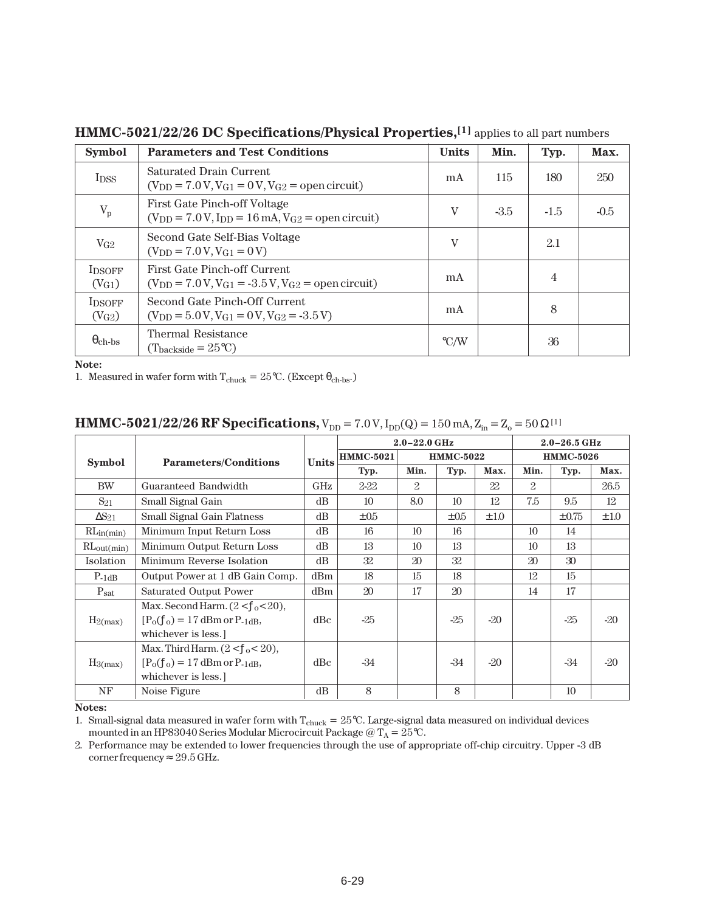## HMMC-5021/22/26 DC Specifications/Physical Properties,[1] applies to all part numbers

| Symbol | Parameters and Test Conditions | Units | Min. | Typ. | Max. |
|---|---|---|---|---|---|
| $I_{DSS}$ | Saturated Drain Current ($V_{DD}$ = 7.0 V, $V_{G1}$ = 0 V, $V_{G2}$ = open circuit) | mA | 115 | 180 | 250 |
| $V_p$ | First Gate Pinch-off Voltage ($V_{DD}$ = 7.0 V, $I_{DD}$ = 16 mA, $V_{G2}$ = open circuit) | V | -3.5 | -1.5 | -0.5 |
| $V_{G2}$ | Second Gate Self-Bias Voltage ($V_{DD}$ = 7.0 V, $V_{G1}$ = 0 V) | V | | 2.1 | |
| $I_{DSOFF}$ ($V_{G1}$) | First Gate Pinch-off Current ($V_{DD}$ = 7.0 V, $V_{G1}$ = -3.5 V, $V_{G2}$ = open circuit) | mA | | 4 | |
| $I_{DSOFF}$ ($V_{G2}$) | Second Gate Pinch-Off Current ($V_{DD}$ = 5.0 V, $V_{G1}$ = 0 V, $V_{G2}$ = -3.5 V) | mA | | 8 | |
| $\theta_{ch-bs}$ | Thermal Resistance ($T_{backside}$ = 25°C) | °C/W | | 36 | |

**Note:**

1. Measured in wafer form with $T_{chuck}$ = 25°C. (Except $\theta_{ch-bs}$.)

## HMMC-5021/22/26 RF Specifications, $V_{DD}$ = 7.0 V, $I_{DD}(Q)$ = 150 mA, $Z_{in} = Z_o = 50\ \Omega$ [1]

| Symbol | Parameters/Conditions | Units | 2.0–22.0 GHz | | | | 2.0–26.5 GHz | | |
|---|---|---|---|---|---|---|---|---|---|
| | | | HMMC-5021 | HMMC-5022 | | | HMMC-5026 | | |
| | | | Typ. | Min. | Typ. | Max. | Min. | Typ. | Max. |
| BW | Guaranteed Bandwidth | GHz | 2-22 | 2 | | 22 | 2 | | 26.5 |
| $S_{21}$ | Small Signal Gain | dB | 10 | 8.0 | 10 | 12 | 7.5 | 9.5 | 12 |
| $\Delta S_{21}$ | Small Signal Gain Flatness | dB | ±0.5 | | ±0.5 | ±1.0 | | ±0.75 | ±1.0 |
| $RL_{in(min)}$ | Minimum Input Return Loss | dB | 16 | 10 | 16 | | 10 | 14 | |
| $RL_{out(min)}$ | Minimum Output Return Loss | dB | 13 | 10 | 13 | | 10 | 13 | |
| Isolation | Minimum Reverse Isolation | dB | 32 | 20 | 32 | | 20 | 30 | |
| $P_{-1dB}$ | Output Power at 1 dB Gain Comp. | dBm | 18 | 15 | 18 | | 12 | 15 | |
| $P_{sat}$ | Saturated Output Power | dBm | 20 | 17 | 20 | | 14 | 17 | |
| $H_{2(max)}$ | Max. Second Harm. ($2 < f_o < 20$), [$P_o(f_o)$ = 17 dBm or $P_{-1dB}$, whichever is less.] | dBc | -25 | | -25 | -20 | | -25 | -20 |
| $H_{3(max)}$ | Max. Third Harm. ($2 < f_o < 20$), [$P_o(f_o)$ = 17 dBm or $P_{-1dB}$, whichever is less.] | dBc | -34 | | -34 | -20 | | -34 | -20 |
| NF | Noise Figure | dB | 8 | | 8 | | | 10 | |

**Notes:**

1. Small-signal data measured in wafer form with $T_{chuck}$ = 25°C. Large-signal data measured on individual devices mounted in an HP83040 Series Modular Microcircuit Package @ $T_A$ = 25°C.
2. Performance may be extended to lower frequencies through the use of appropriate off-chip circuitry. Upper -3 dB corner frequency ≈ 29.5 GHz.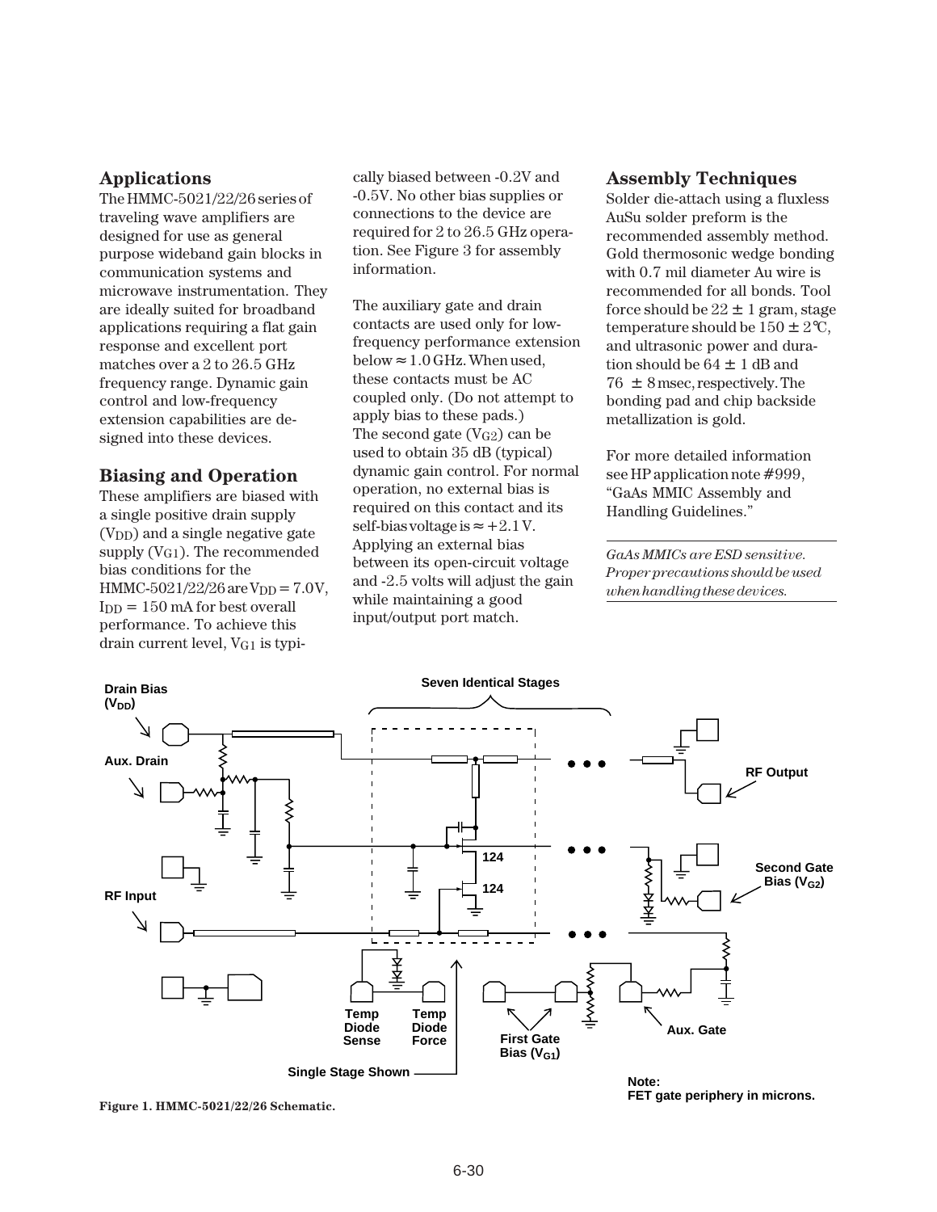## Applications

The HMMC-5021/22/26 series of traveling wave amplifiers are designed for use as general purpose wideband gain blocks in communication systems and microwave instrumentation. They are ideally suited for broadband applications requiring a flat gain response and excellent port matches over a 2 to 26.5 GHz frequency range. Dynamic gain control and low-frequency extension capabilities are designed into these devices.

## Biasing and Operation

These amplifiers are biased with a single positive drain supply ($V_{DD}$) and a single negative gate supply ($V_{G1}$). The recommended bias conditions for the HMMC-5021/22/26 are $V_{DD}$ = 7.0V, $I_{DD}$ = 150 mA for best overall performance. To achieve this drain current level, $V_{G1}$ is typically biased between -0.2V and -0.5V. No other bias supplies or connections to the device are required for 2 to 26.5 GHz operation. See Figure 3 for assembly information.

The auxiliary gate and drain contacts are used only for low-frequency performance extension below ≈ 1.0 GHz. When used, these contacts must be AC coupled only. (Do not attempt to apply bias to these pads.) The second gate ($V_{G2}$) can be used to obtain 35 dB (typical) dynamic gain control. For normal operation, no external bias is required on this contact and its self-bias voltage is ≈ +2.1 V. Applying an external bias between its open-circuit voltage and -2.5 volts will adjust the gain while maintaining a good input/output port match.

## Assembly Techniques

Solder die-attach using a fluxless AuSu solder preform is the recommended assembly method. Gold thermosonic wedge bonding with 0.7 mil diameter Au wire is recommended for all bonds. Tool force should be 22 ± 1 gram, stage temperature should be 150 ± 2°C, and ultrasonic power and duration should be 64 ± 1 dB and 76 ± 8 msec, respectively. The bonding pad and chip backside metallization is gold.

For more detailed information see HP application note #999, "GaAs MMIC Assembly and Handling Guidelines."

*GaAs MMICs are ESD sensitive. Proper precautions should be used when handling these devices.*

Drain Bias ($V_{DD}$) | Aux. Drain | RF Input | Seven Identical Stages | 124 | 124 | RF Output | Second Gate Bias ($V_{G2}$) | Temp Diode Sense | Temp Diode Force | First Gate Bias ($V_{G1}$) | Aux. Gate | Single Stage Shown

Note:
FET gate periphery in microns.

**Figure 1. HMMC-5021/22/26 Schematic.**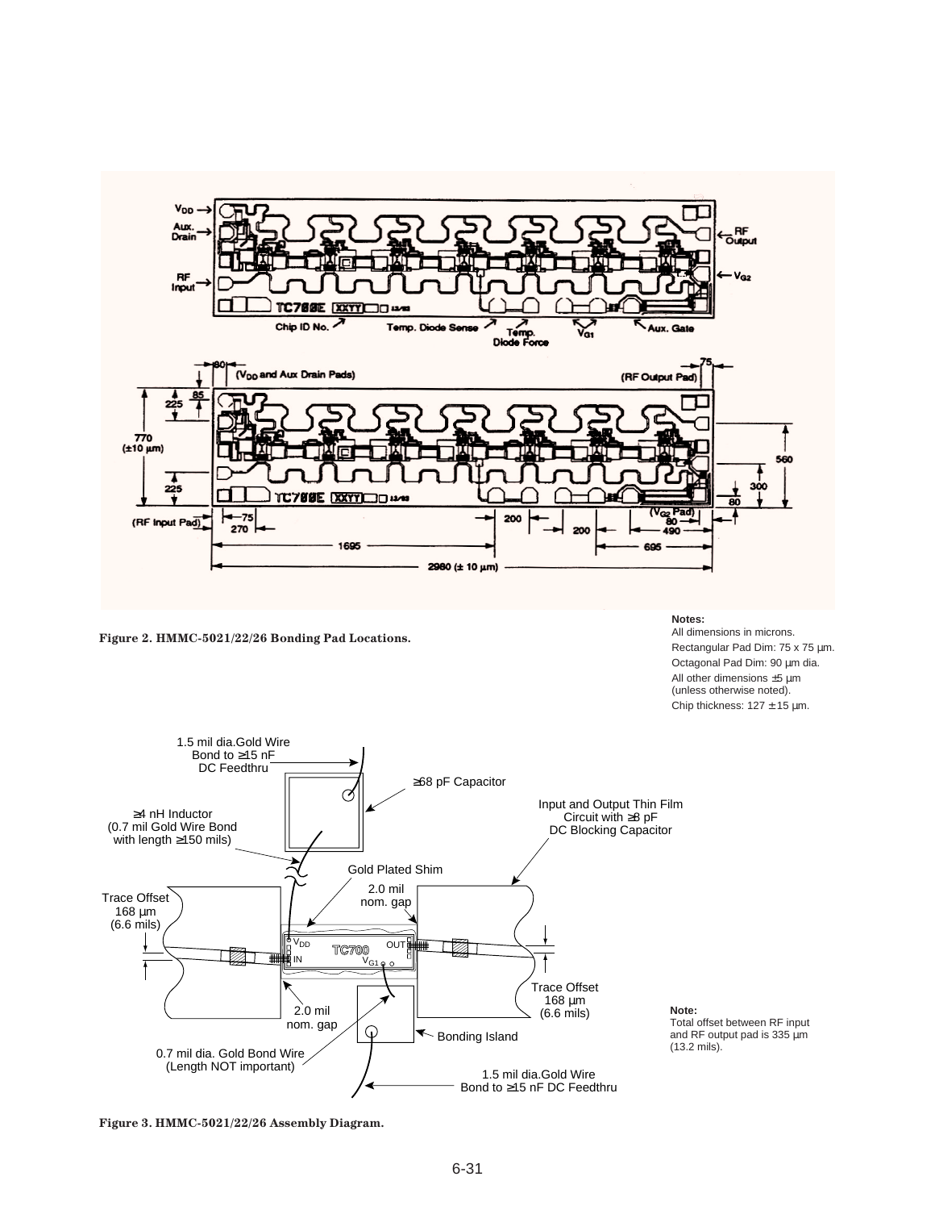Figure 2. HMMC-5021/22/26 Bonding Pad Locations.

**Notes:**
All dimensions in microns.
Rectangular Pad Dim: 75 x 75 µm.
Octagonal Pad Dim: 90 µm dia.
All other dimensions ±5 µm (unless otherwise noted).
Chip thickness: 127 ± 15 µm.

**Note:**
Total offset between RF input and RF output pad is 335 µm (13.2 mils).

Figure 3. HMMC-5021/22/26 Assembly Diagram.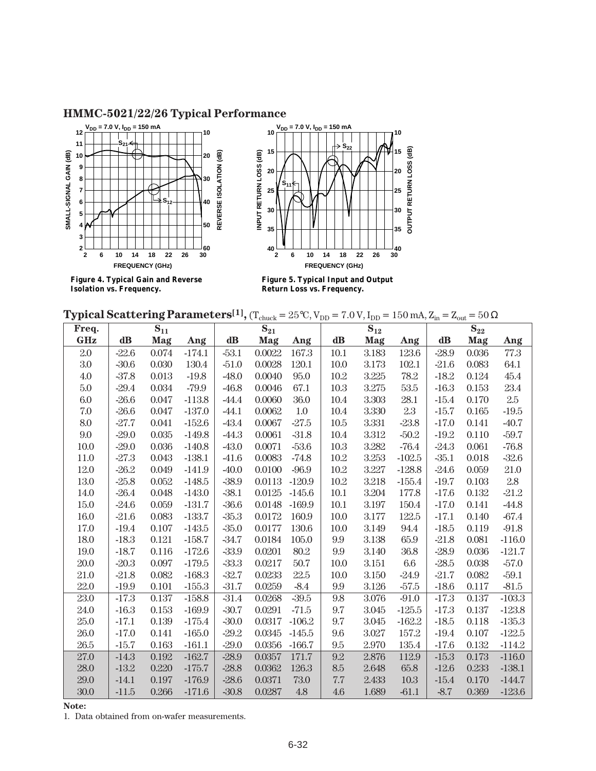## HMMC-5021/22/26 Typical Performance

Figure 4. Typical Gain and Reverse Isolation vs. Frequency.

Figure 5. Typical Input and Output Return Loss vs. Frequency.

### Typical Scattering Parameters[1], ($T_{chuck}$ = 25°C, $V_{DD}$ = 7.0 V, $I_{DD}$ = 150 mA, $Z_{in}$ = $Z_{out}$ = 50 Ω

| Freq. | $S_{11}$ | | | $S_{21}$ | | | $S_{12}$ | | | $S_{22}$ | | |
|---|---|---|---|---|---|---|---|---|---|---|---|---|
| GHz | dB | Mag | Ang | dB | Mag | Ang | dB | Mag | Ang | dB | Mag | Ang |
| 2.0 | -22.6 | 0.074 | -174.1 | -53.1 | 0.0022 | 167.3 | 10.1 | 3.183 | 123.6 | -28.9 | 0.036 | 77.3 |
| 3.0 | -30.6 | 0.030 | 130.4 | -51.0 | 0.0028 | 120.1 | 10.0 | 3.173 | 102.1 | -21.6 | 0.083 | 64.1 |
| 4.0 | -37.8 | 0.013 | -19.8 | -48.0 | 0.0040 | 95.0 | 10.2 | 3.225 | 78.2 | -18.2 | 0.124 | 45.4 |
| 5.0 | -29.4 | 0.034 | -79.9 | -46.8 | 0.0046 | 67.1 | 10.3 | 3.275 | 53.5 | -16.3 | 0.153 | 23.4 |
| 6.0 | -26.6 | 0.047 | -113.8 | -44.4 | 0.0060 | 36.0 | 10.4 | 3.303 | 28.1 | -15.4 | 0.170 | 2.5 |
| 7.0 | -26.6 | 0.047 | -137.0 | -44.1 | 0.0062 | 1.0 | 10.4 | 3.330 | 2.3 | -15.7 | 0.165 | -19.5 |
| 8.0 | -27.7 | 0.041 | -152.6 | -43.4 | 0.0067 | -27.5 | 10.5 | 3.331 | -23.8 | -17.0 | 0.141 | -40.7 |
| 9.0 | -29.0 | 0.035 | -149.8 | -44.3 | 0.0061 | -31.8 | 10.4 | 3.312 | -50.2 | -19.2 | 0.110 | -59.7 |
| 10.0 | -29.0 | 0.036 | -140.8 | -43.0 | 0.0071 | -53.6 | 10.3 | 3.282 | -76.4 | -24.3 | 0.061 | -76.8 |
| 11.0 | -27.3 | 0.043 | -138.1 | -41.6 | 0.0083 | -74.8 | 10.2 | 3.253 | -102.5 | -35.1 | 0.018 | -32.6 |
| 12.0 | -26.2 | 0.049 | -141.9 | -40.0 | 0.0100 | -96.9 | 10.2 | 3.227 | -128.8 | -24.6 | 0.059 | 21.0 |
| 13.0 | -25.8 | 0.052 | -148.5 | -38.9 | 0.0113 | -120.9 | 10.2 | 3.218 | -155.4 | -19.7 | 0.103 | 2.8 |
| 14.0 | -26.4 | 0.048 | -143.0 | -38.1 | 0.0125 | -145.6 | 10.1 | 3.204 | 177.8 | -17.6 | 0.132 | -21.2 |
| 15.0 | -24.6 | 0.059 | -131.7 | -36.6 | 0.0148 | -169.9 | 10.1 | 3.197 | 150.4 | -17.0 | 0.141 | -44.8 |
| 16.0 | -21.6 | 0.083 | -133.7 | -35.3 | 0.0172 | 160.9 | 10.0 | 3.177 | 122.5 | -17.1 | 0.140 | -67.4 |
| 17.0 | -19.4 | 0.107 | -143.5 | -35.0 | 0.0177 | 130.6 | 10.0 | 3.149 | 94.4 | -18.5 | 0.119 | -91.8 |
| 18.0 | -18.3 | 0.121 | -158.7 | -34.7 | 0.0184 | 105.0 | 9.9 | 3.138 | 65.9 | -21.8 | 0.081 | -116.0 |
| 19.0 | -18.7 | 0.116 | -172.6 | -33.9 | 0.0201 | 80.2 | 9.9 | 3.140 | 36.8 | -28.9 | 0.036 | -121.7 |
| 20.0 | -20.3 | 0.097 | -179.5 | -33.3 | 0.0217 | 50.7 | 10.0 | 3.151 | 6.6 | -28.5 | 0.038 | -57.0 |
| 21.0 | -21.8 | 0.082 | -168.3 | -32.7 | 0.0233 | 22.5 | 10.0 | 3.150 | -24.9 | -21.7 | 0.082 | -59.1 |
| 22.0 | -19.9 | 0.101 | -155.3 | -31.7 | 0.0259 | -8.4 | 9.9 | 3.126 | -57.5 | -18.6 | 0.117 | -81.5 |
| 23.0 | -17.3 | 0.137 | -158.8 | -31.4 | 0.0268 | -39.5 | 9.8 | 3.076 | -91.0 | -17.3 | 0.137 | -103.3 |
| 24.0 | -16.3 | 0.153 | -169.9 | -30.7 | 0.0291 | -71.5 | 9.7 | 3.045 | -125.5 | -17.3 | 0.137 | -123.8 |
| 25.0 | -17.1 | 0.139 | -175.4 | -30.0 | 0.0317 | -106.2 | 9.7 | 3.045 | -162.2 | -18.5 | 0.118 | -135.3 |
| 26.0 | -17.0 | 0.141 | -165.0 | -29.2 | 0.0345 | -145.5 | 9.6 | 3.027 | 157.2 | -19.4 | 0.107 | -122.5 |
| 26.5 | -15.7 | 0.163 | -161.1 | -29.0 | 0.0356 | -166.7 | 9.5 | 2.970 | 135.4 | -17.6 | 0.132 | -114.2 |
| 27.0 | -14.3 | 0.192 | -162.7 | -28.9 | 0.0357 | 171.7 | 9.2 | 2.876 | 112.9 | -15.3 | 0.173 | -116.0 |
| 28.0 | -13.2 | 0.220 | -175.7 | -28.8 | 0.0362 | 126.3 | 8.5 | 2.648 | 65.8 | -12.6 | 0.233 | -138.1 |
| 29.0 | -14.1 | 0.197 | -176.9 | -28.6 | 0.0371 | 73.0 | 7.7 | 2.433 | 10.3 | -15.4 | 0.170 | -144.7 |
| 30.0 | -11.5 | 0.266 | -171.6 | -30.8 | 0.0287 | 4.8 | 4.6 | 1.689 | -61.1 | -8.7 | 0.369 | -123.6 |

**Note:**

1. Data obtained from on-wafer measurements.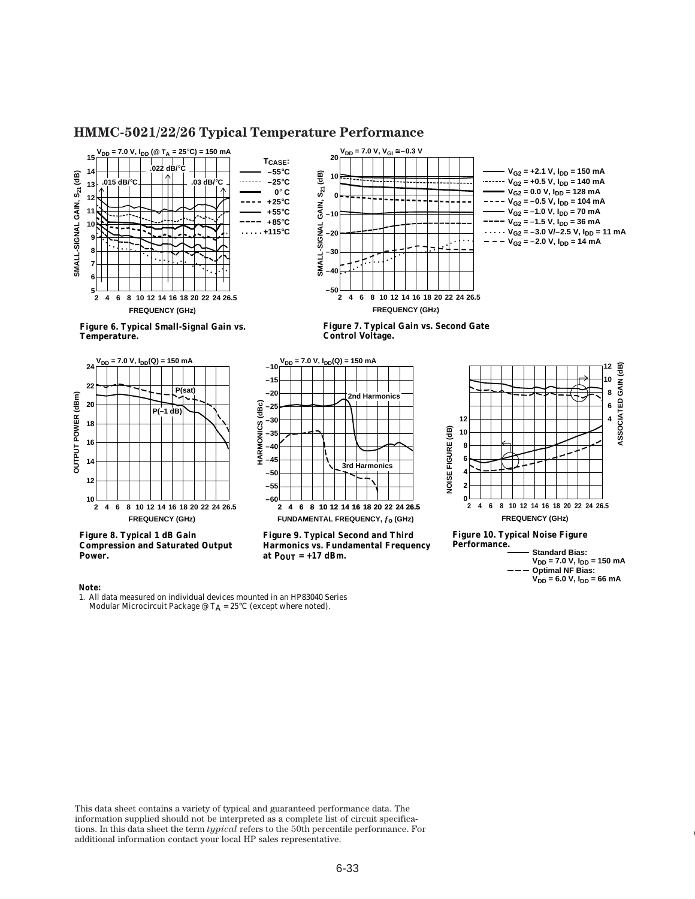## HMMC-5021/22/26 Typical Temperature Performance

$V_{DD}$ = 7.0 V, $I_{DD}$ (@ $T_A$ = 25°C) = 150 mA

SMALL-SIGNAL GAIN, $S_{21}$ (dB)

15
14
13
12
11
10
9
8
7
6
5

.015 dB/°C
.022 dB/°C
.03 dB/°C

2 4 6 8 10 12 14 16 18 20 22 24 26.5

FREQUENCY (GHz)

$T_{CASE}$:
–55°C
–25°C
0° C
+25°C
+55°C
+85°C
+115°C

**Figure 6. Typical Small-Signal Gain vs. Temperature.**

$V_{DD}$ = 7.0 V, $V_{G1}$ ≅ –0.3 V

SMALL-SIGNAL GAIN, $S_{21}$ (dB)

20
10
0
–10
–20
–30
–40
–50

2 4 6 8 10 12 14 16 18 20 22 24 26.5

FREQUENCY (GHz)

$V_{G2}$ = +2.1 V, $I_{DD}$ = 150 mA
$V_{G2}$ = +0.5 V, $I_{DD}$ = 140 mA
$V_{G2}$ = 0.0 V, $I_{DD}$ = 128 mA
$V_{G2}$ = –0.5 V, $I_{DD}$ = 104 mA
$V_{G2}$ = –1.0 V, $I_{DD}$ = 70 mA
$V_{G2}$ = –1.5 V, $I_{DD}$ = 36 mA
$V_{G2}$ = –3.0 V/–2.5 V, $I_{DD}$ = 11 mA
$V_{G2}$ = –2.0 V, $I_{DD}$ = 14 mA

**Figure 7. Typical Gain vs. Second Gate Control Voltage.**

$V_{DD}$ = 7.0 V, $I_{DD}(Q)$ = 150 mA

OUTPUT POWER (dBm)

24
22
20
18
16
14
12
10

P(sat)
P(–1 dB)

2 4 6 8 10 12 14 16 18 20 22 24 26.5

FREQUENCY (GHz)

**Figure 8. Typical 1 dB Gain Compression and Saturated Output Power.**

$V_{DD}$ = 7.0 V, $I_{DD}(Q)$ = 150 mA

HARMONICS (dBc)

–10
–15
–20
–25
–30
–35
–40
–45
–50
–55
–60

2nd Harmonics
3rd Harmonics

2 4 6 8 10 12 14 16 18 20 22 24 26.5

FUNDAMENTAL FREQUENCY, $f_o$ (GHz)

**Figure 9. Typical Second and Third Harmonics vs. Fundamental Frequency at $P_{OUT}$ = +17 dBm.**

NOISE FIGURE (dB)

12
10
8
6
4
2
0

ASSOCIATED GAIN (dB)

12
10
8
6
4

2 4 6 8 10 12 14 16 18 20 22 24 26.5

FREQUENCY (GHz)

**Figure 10. Typical Noise Figure Performance.**

Standard Bias: $V_{DD}$ = 7.0 V, $I_{DD}$ = 150 mA
Optimal NF Bias: $V_{DD}$ = 6.0 V, $I_{DD}$ = 66 mA

**Note:**

1. All data measured on individual devices mounted in an HP83040 Series Modular Microcircuit Package @ $T_A$ = 25°C (except where noted).

This data sheet contains a variety of typical and guaranteed performance data. The information supplied should not be interpreted as a complete list of circuit specifications. In this data sheet the term *typical* refers to the 50th percentile performance. For additional information contact your local HP sales representative.